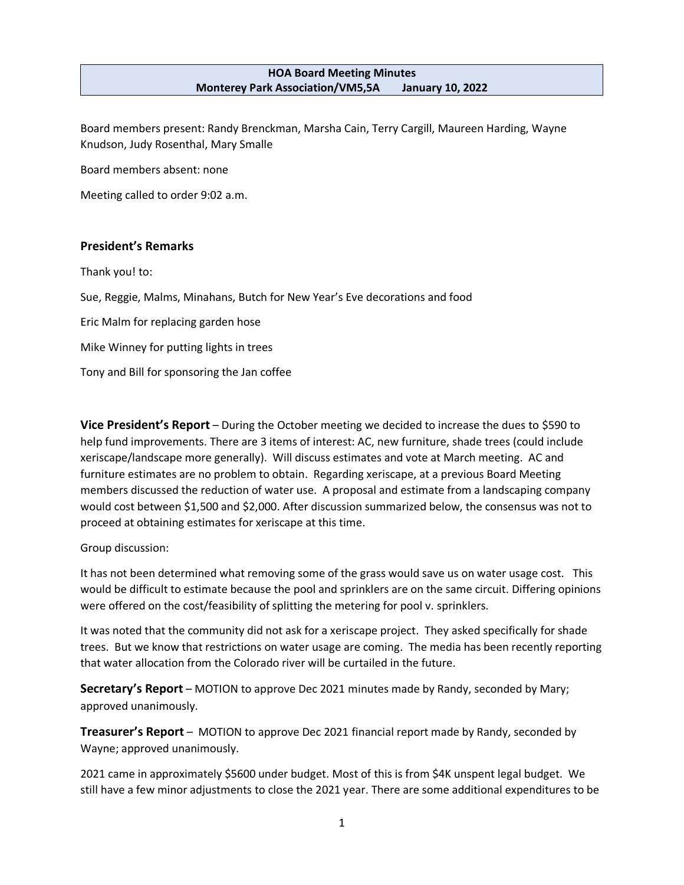**HOA Board Meeting Minutes**
**Monterey Park Association/VM5,5A January 10, 2022**

Board members present: Randy Brenckman, Marsha Cain, Terry Cargill, Maureen Harding, Wayne Knudson, Judy Rosenthal, Mary Smalle

Board members absent: none

Meeting called to order 9:02 a.m.

## President's Remarks

Thank you! to:

Sue, Reggie, Malms, Minahans, Butch for New Year's Eve decorations and food

Eric Malm for replacing garden hose

Mike Winney for putting lights in trees

Tony and Bill for sponsoring the Jan coffee

**Vice President's Report** – During the October meeting we decided to increase the dues to $590 to help fund improvements. There are 3 items of interest: AC, new furniture, shade trees (could include xeriscape/landscape more generally). Will discuss estimates and vote at March meeting. AC and furniture estimates are no problem to obtain. Regarding xeriscape, at a previous Board Meeting members discussed the reduction of water use. A proposal and estimate from a landscaping company would cost between $1,500 and $2,000. After discussion summarized below, the consensus was not to proceed at obtaining estimates for xeriscape at this time.

Group discussion:

It has not been determined what removing some of the grass would save us on water usage cost. This would be difficult to estimate because the pool and sprinklers are on the same circuit. Differing opinions were offered on the cost/feasibility of splitting the metering for pool v. sprinklers.

It was noted that the community did not ask for a xeriscape project. They asked specifically for shade trees. But we know that restrictions on water usage are coming. The media has been recently reporting that water allocation from the Colorado river will be curtailed in the future.

**Secretary's Report** – MOTION to approve Dec 2021 minutes made by Randy, seconded by Mary; approved unanimously.

**Treasurer's Report** – MOTION to approve Dec 2021 financial report made by Randy, seconded by Wayne; approved unanimously.

2021 came in approximately $5600 under budget. Most of this is from $4K unspent legal budget. We still have a few minor adjustments to close the 2021 year. There are some additional expenditures to be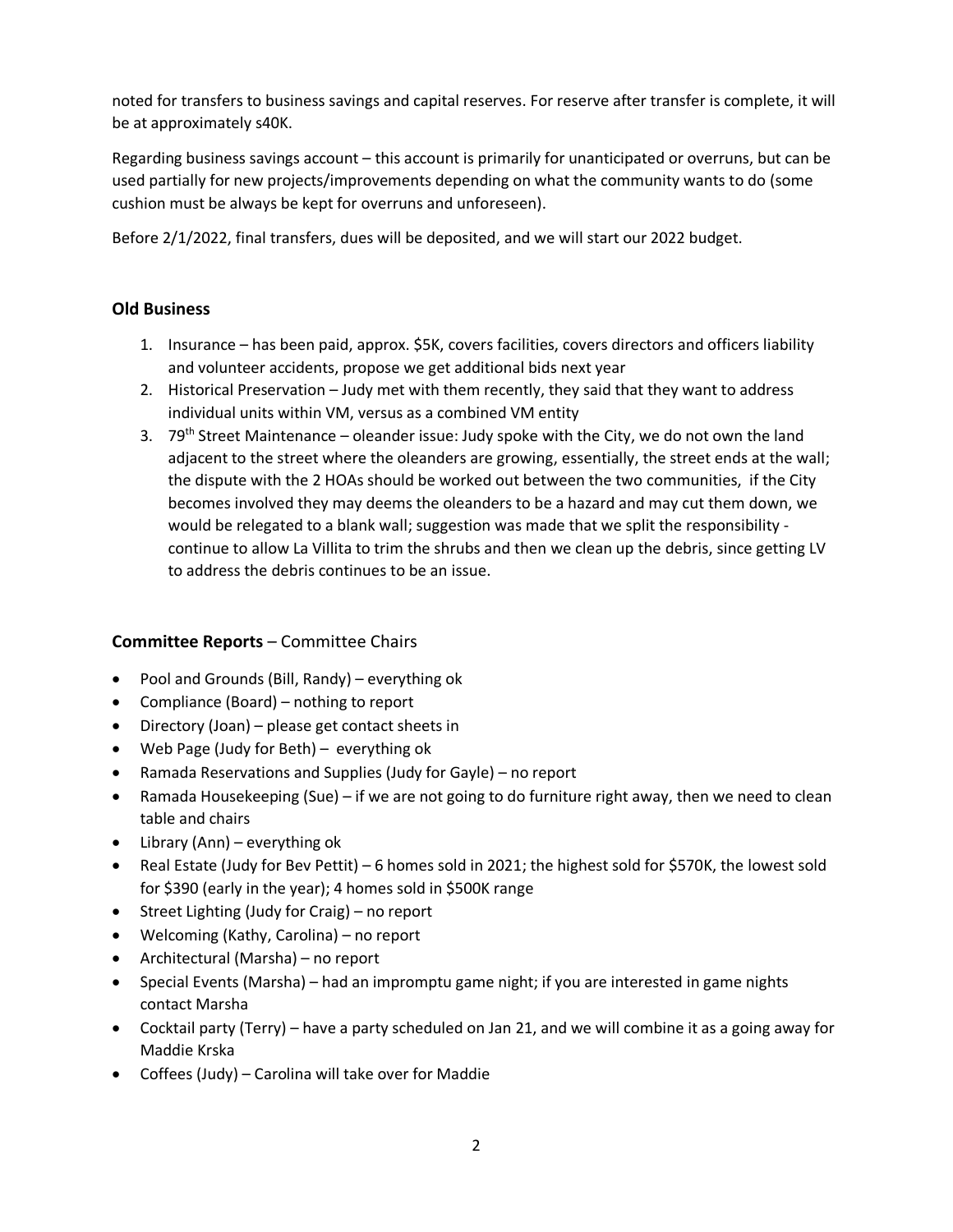noted for transfers to business savings and capital reserves. For reserve after transfer is complete, it will be at approximately s40K.

Regarding business savings account – this account is primarily for unanticipated or overruns, but can be used partially for new projects/improvements depending on what the community wants to do (some cushion must be always be kept for overruns and unforeseen).

Before 2/1/2022, final transfers, dues will be deposited, and we will start our 2022 budget.

## Old Business

1. Insurance – has been paid, approx. $5K, covers facilities, covers directors and officers liability and volunteer accidents, propose we get additional bids next year
2. Historical Preservation – Judy met with them recently, they said that they want to address individual units within VM, versus as a combined VM entity
3. 79th Street Maintenance – oleander issue: Judy spoke with the City, we do not own the land adjacent to the street where the oleanders are growing, essentially, the street ends at the wall; the dispute with the 2 HOAs should be worked out between the two communities, if the City becomes involved they may deems the oleanders to be a hazard and may cut them down, we would be relegated to a blank wall; suggestion was made that we split the responsibility - continue to allow La Villita to trim the shrubs and then we clean up the debris, since getting LV to address the debris continues to be an issue.

## Committee Reports – Committee Chairs

- Pool and Grounds (Bill, Randy) – everything ok
- Compliance (Board) – nothing to report
- Directory (Joan) – please get contact sheets in
- Web Page (Judy for Beth) – everything ok
- Ramada Reservations and Supplies (Judy for Gayle) – no report
- Ramada Housekeeping (Sue) – if we are not going to do furniture right away, then we need to clean table and chairs
- Library (Ann) – everything ok
- Real Estate (Judy for Bev Pettit) – 6 homes sold in 2021; the highest sold for $570K, the lowest sold for $390 (early in the year); 4 homes sold in $500K range
- Street Lighting (Judy for Craig) – no report
- Welcoming (Kathy, Carolina) – no report
- Architectural (Marsha) – no report
- Special Events (Marsha) – had an impromptu game night; if you are interested in game nights contact Marsha
- Cocktail party (Terry) – have a party scheduled on Jan 21, and we will combine it as a going away for Maddie Krska
- Coffees (Judy) – Carolina will take over for Maddie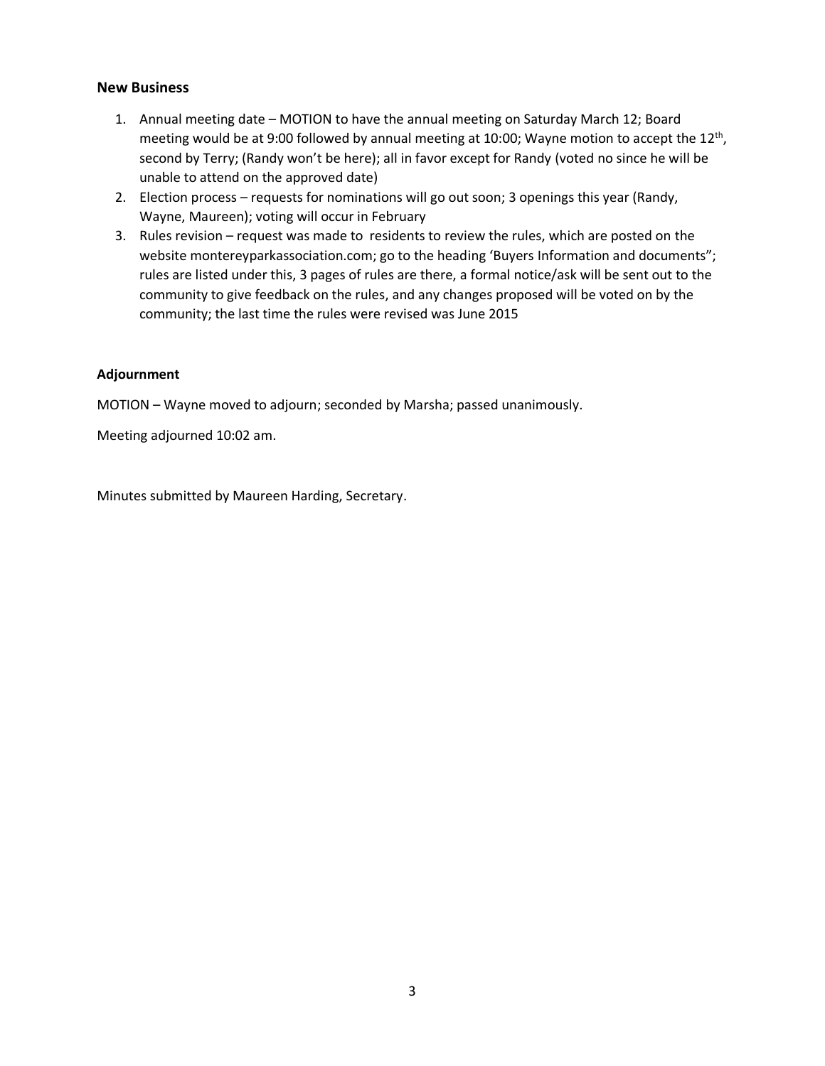## New Business

1. Annual meeting date – MOTION to have the annual meeting on Saturday March 12; Board meeting would be at 9:00 followed by annual meeting at 10:00; Wayne motion to accept the 12th, second by Terry; (Randy won't be here); all in favor except for Randy (voted no since he will be unable to attend on the approved date)
2. Election process – requests for nominations will go out soon; 3 openings this year (Randy, Wayne, Maureen); voting will occur in February
3. Rules revision – request was made to residents to review the rules, which are posted on the website montereyparkassociation.com; go to the heading 'Buyers Information and documents"; rules are listed under this, 3 pages of rules are there, a formal notice/ask will be sent out to the community to give feedback on the rules, and any changes proposed will be voted on by the community; the last time the rules were revised was June 2015

**Adjournment**

MOTION – Wayne moved to adjourn; seconded by Marsha; passed unanimously.

Meeting adjourned 10:02 am.

Minutes submitted by Maureen Harding, Secretary.